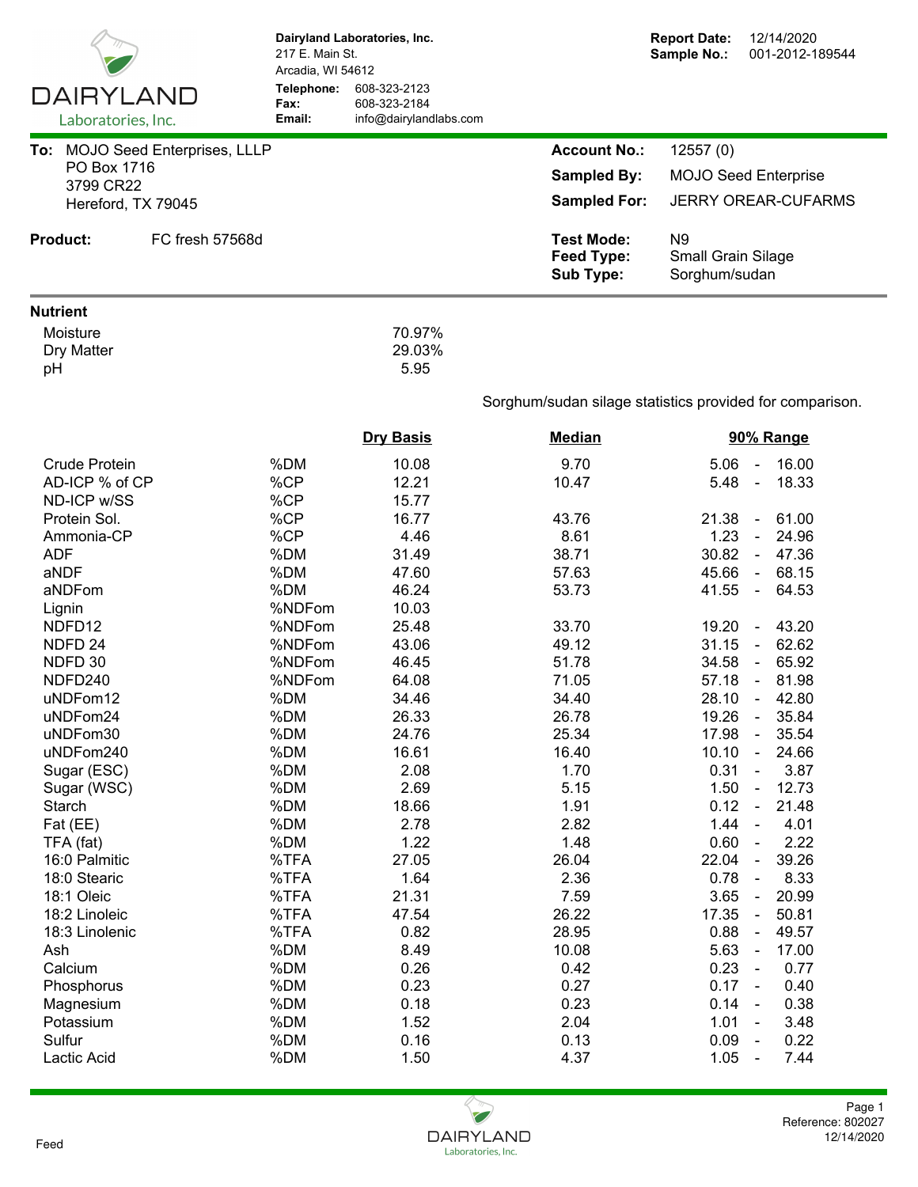**Dairyland Laboratories, Inc.**
217 E. Main St.
Arcadia, WI 54612

**Telephone:** 608-323-2123
**Fax:** 608-323-2184
**Email:** info@dairylandlabs.com

**Report Date:** 12/14/2020
**Sample No.:** 001-2012-189544

**To:** MOJO Seed Enterprises, LLLP
PO Box 1716
3799 CR22
Hereford, TX 79045

**Account No.:** 12557 (0)
**Sampled By:** MOJO Seed Enterprise
**Sampled For:** JERRY OREAR-CUFARMS

**Product:** FC fresh 57568d

**Test Mode:** N9
**Feed Type:** Small Grain Silage
**Sub Type:** Sorghum/sudan

**Nutrient**

| Nutrient | |
|---|---|
| Moisture | 70.97% |
| Dry Matter | 29.03% |
| pH | 5.95 |

Sorghum/sudan silage statistics provided for comparison.

| Nutrient | Unit | Dry Basis | Median | 90% Range |
|---|---|---|---|---|
| Crude Protein | %DM | 10.08 | 9.70 | 5.06 - 16.00 |
| AD-ICP % of CP | %CP | 12.21 | 10.47 | 5.48 - 18.33 |
| ND-ICP w/SS | %CP | 15.77 | | |
| Protein Sol. | %CP | 16.77 | 43.76 | 21.38 - 61.00 |
| Ammonia-CP | %CP | 4.46 | 8.61 | 1.23 - 24.96 |
| ADF | %DM | 31.49 | 38.71 | 30.82 - 47.36 |
| aNDF | %DM | 47.60 | 57.63 | 45.66 - 68.15 |
| aNDFom | %DM | 46.24 | 53.73 | 41.55 - 64.53 |
| Lignin | %NDFom | 10.03 | | |
| NDFD12 | %NDFom | 25.48 | 33.70 | 19.20 - 43.20 |
| NDFD 24 | %NDFom | 43.06 | 49.12 | 31.15 - 62.62 |
| NDFD 30 | %NDFom | 46.45 | 51.78 | 34.58 - 65.92 |
| NDFD240 | %NDFom | 64.08 | 71.05 | 57.18 - 81.98 |
| uNDFom12 | %DM | 34.46 | 34.40 | 28.10 - 42.80 |
| uNDFom24 | %DM | 26.33 | 26.78 | 19.26 - 35.84 |
| uNDFom30 | %DM | 24.76 | 25.34 | 17.98 - 35.54 |
| uNDFom240 | %DM | 16.61 | 16.40 | 10.10 - 24.66 |
| Sugar (ESC) | %DM | 2.08 | 1.70 | 0.31 - 3.87 |
| Sugar (WSC) | %DM | 2.69 | 5.15 | 1.50 - 12.73 |
| Starch | %DM | 18.66 | 1.91 | 0.12 - 21.48 |
| Fat (EE) | %DM | 2.78 | 2.82 | 1.44 - 4.01 |
| TFA (fat) | %DM | 1.22 | 1.48 | 0.60 - 2.22 |
| 16:0 Palmitic | %TFA | 27.05 | 26.04 | 22.04 - 39.26 |
| 18:0 Stearic | %TFA | 1.64 | 2.36 | 0.78 - 8.33 |
| 18:1 Oleic | %TFA | 21.31 | 7.59 | 3.65 - 20.99 |
| 18:2 Linoleic | %TFA | 47.54 | 26.22 | 17.35 - 50.81 |
| 18:3 Linolenic | %TFA | 0.82 | 28.95 | 0.88 - 49.57 |
| Ash | %DM | 8.49 | 10.08 | 5.63 - 17.00 |
| Calcium | %DM | 0.26 | 0.42 | 0.23 - 0.77 |
| Phosphorus | %DM | 0.23 | 0.27 | 0.17 - 0.40 |
| Magnesium | %DM | 0.18 | 0.23 | 0.14 - 0.38 |
| Potassium | %DM | 1.52 | 2.04 | 1.01 - 3.48 |
| Sulfur | %DM | 0.16 | 0.13 | 0.09 - 0.22 |
| Lactic Acid | %DM | 1.50 | 4.37 | 1.05 - 7.44 |

Feed

Reference: 802027
12/14/2020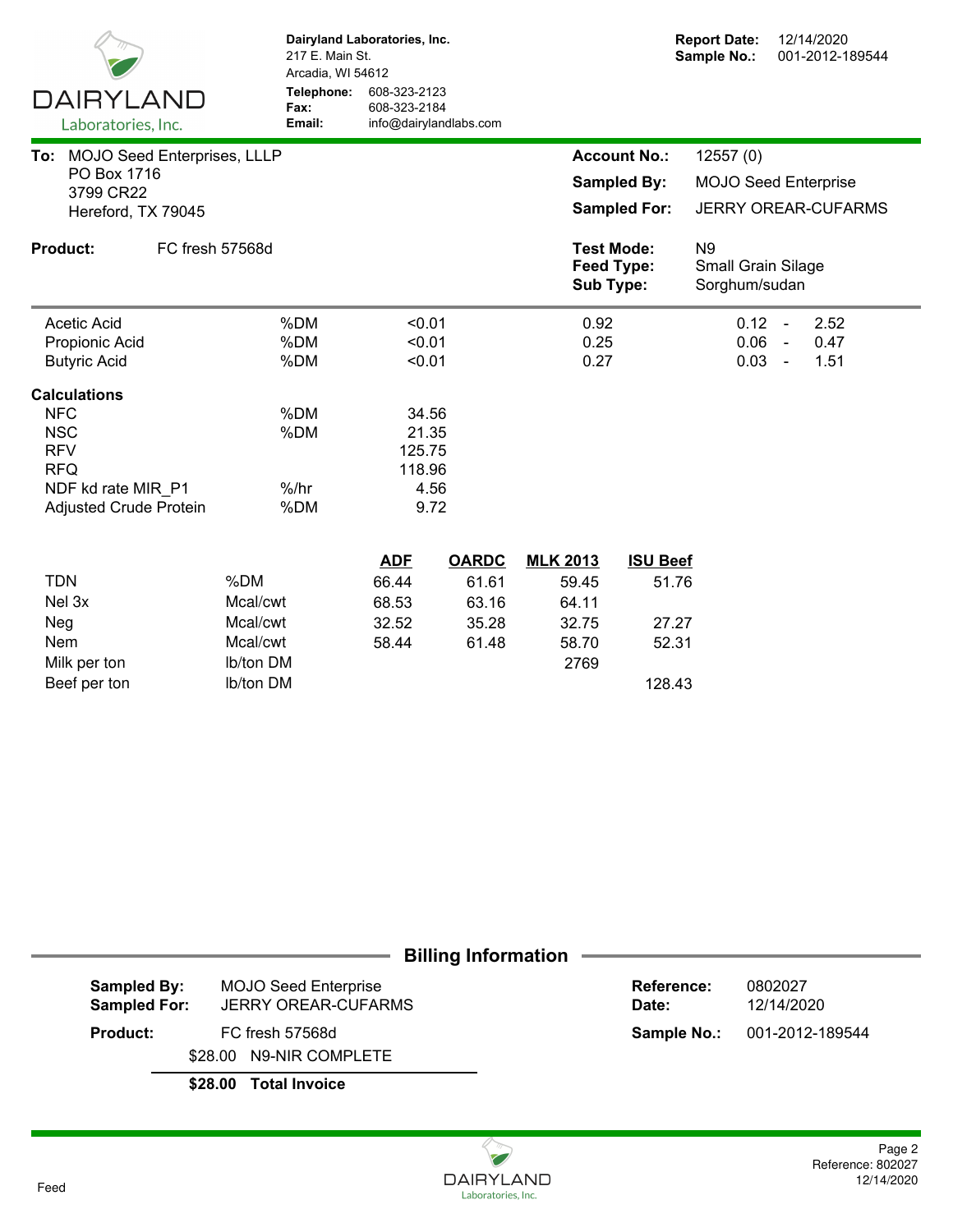**Dairyland Laboratories, Inc.**
217 E. Main St.
Arcadia, WI 54612
**Telephone:** 608-323-2123
**Fax:** 608-323-2184
**Email:** info@dairylandlabs.com

**Report Date:** 12/14/2020
**Sample No.:** 001-2012-189544

**To:** MOJO Seed Enterprises, LLLP
PO Box 1716
3799 CR22
Hereford, TX 79045

**Account No.:** 12557 (0)
**Sampled By:** MOJO Seed Enterprise
**Sampled For:** JERRY OREAR-CUFARMS

**Product:** FC fresh 57568d

**Test Mode:** N9
**Feed Type:** Small Grain Silage
**Sub Type:** Sorghum/sudan

| | | | | |
|---|---|---|---|---|
| Acetic Acid | %DM | <0.01 | 0.92 | 0.12 - 2.52 |
| Propionic Acid | %DM | <0.01 | 0.25 | 0.06 - 0.47 |
| Butyric Acid | %DM | <0.01 | 0.27 | 0.03 - 1.51 |

**Calculations**

| | | |
|---|---|---|
| NFC | %DM | 34.56 |
| NSC | %DM | 21.35 |
| RFV | | 125.75 |
| RFQ | | 118.96 |
| NDF kd rate MIR_P1 | %/hr | 4.56 |
| Adjusted Crude Protein | %DM | 9.72 |

| | | ADF | OARDC | MLK 2013 | ISU Beef |
|---|---|---|---|---|---|
| TDN | %DM | 66.44 | 61.61 | 59.45 | 51.76 |
| Nel 3x | Mcal/cwt | 68.53 | 63.16 | 64.11 | |
| Neg | Mcal/cwt | 32.52 | 35.28 | 32.75 | 27.27 |
| Nem | Mcal/cwt | 58.44 | 61.48 | 58.70 | 52.31 |
| Milk per ton | lb/ton DM | | | 2769 | |
| Beef per ton | lb/ton DM | | | | 128.43 |

## Billing Information

**Sampled By:** MOJO Seed Enterprise
**Sampled For:** JERRY OREAR-CUFARMS
**Product:** FC fresh 57568d

**Reference:** 0802027
**Date:** 12/14/2020
**Sample No.:** 001-2012-189544

$28.00 N9-NIR COMPLETE

**$28.00 Total Invoice**